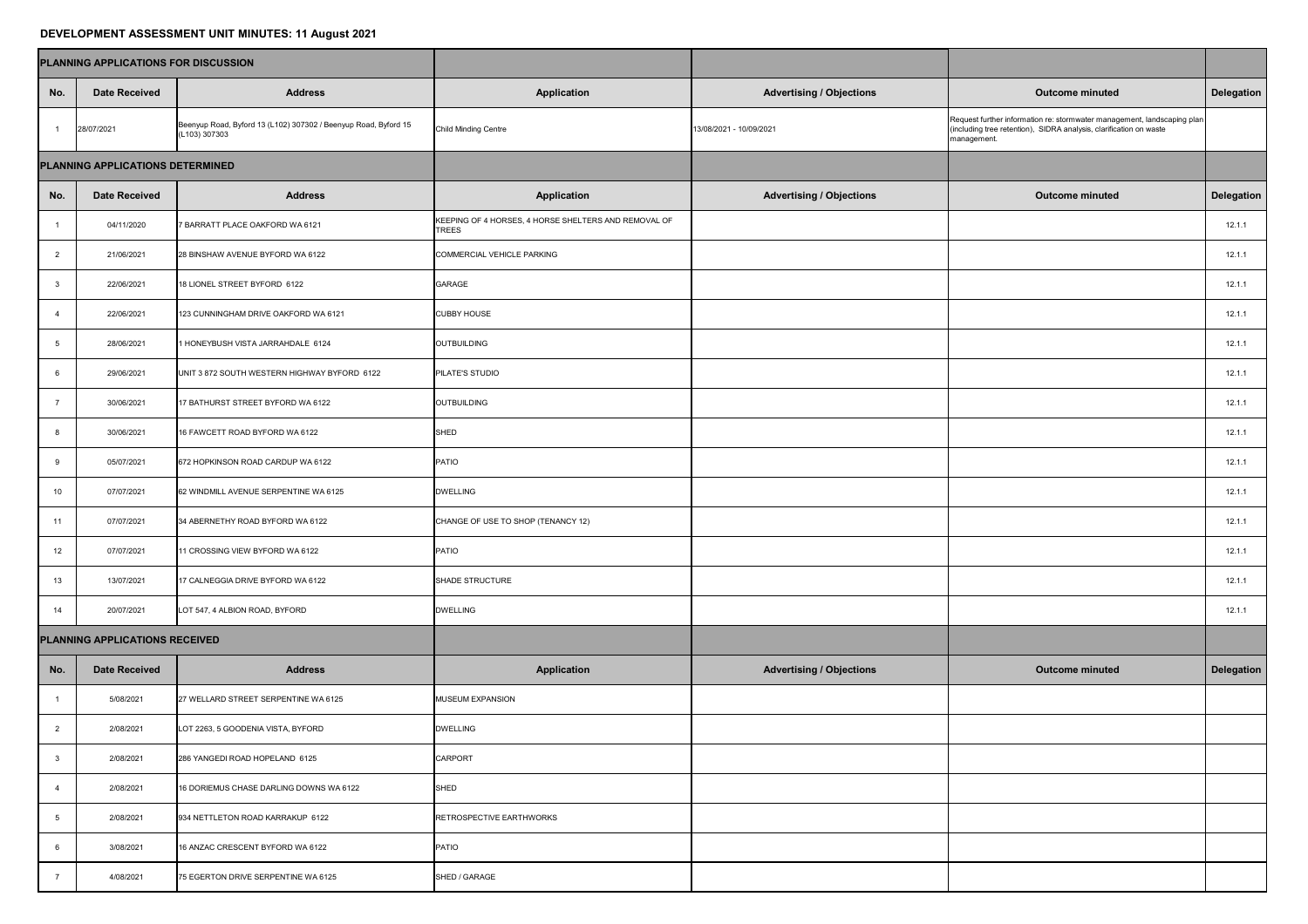# DEVELOPMENT ASSESSMENT UNIT MINUTES: 11 August 2021

| PLANNING APPLICATIONS FOR DISCUSSION | | | | | | |
|---|---|---|---|---|---|---|
| **No.** | **Date Received** | **Address** | **Application** | **Advertising / Objections** | **Outcome minuted** | **Delegation** |
| 1 | 28/07/2021 | Beenyup Road, Byford 13 (L102) 307302 / Beenyup Road, Byford 15 (L103) 307303 | Child Minding Centre | 13/08/2021 - 10/09/2021 | Request further information re: stormwater management, landscaping plan (including tree retention), SIDRA analysis, clarification on waste management. | |

| PLANNING APPLICATIONS DETERMINED | | | | | | |
|---|---|---|---|---|---|---|
| **No.** | **Date Received** | **Address** | **Application** | **Advertising / Objections** | **Outcome minuted** | **Delegation** |
| 1 | 04/11/2020 | 7 BARRATT PLACE OAKFORD WA 6121 | KEEPING OF 4 HORSES, 4 HORSE SHELTERS AND REMOVAL OF TREES | | | 12.1.1 |
| 2 | 21/06/2021 | 28 BINSHAW AVENUE BYFORD WA 6122 | COMMERCIAL VEHICLE PARKING | | | 12.1.1 |
| 3 | 22/06/2021 | 18 LIONEL STREET BYFORD 6122 | GARAGE | | | 12.1.1 |
| 4 | 22/06/2021 | 123 CUNNINGHAM DRIVE OAKFORD WA 6121 | CUBBY HOUSE | | | 12.1.1 |
| 5 | 28/06/2021 | 1 HONEYBUSH VISTA JARRAHDALE 6124 | OUTBUILDING | | | 12.1.1 |
| 6 | 29/06/2021 | UNIT 3 872 SOUTH WESTERN HIGHWAY BYFORD 6122 | PILATE'S STUDIO | | | 12.1.1 |
| 7 | 30/06/2021 | 17 BATHURST STREET BYFORD WA 6122 | OUTBUILDING | | | 12.1.1 |
| 8 | 30/06/2021 | 16 FAWCETT ROAD BYFORD WA 6122 | SHED | | | 12.1.1 |
| 9 | 05/07/2021 | 672 HOPKINSON ROAD CARDUP WA 6122 | PATIO | | | 12.1.1 |
| 10 | 07/07/2021 | 62 WINDMILL AVENUE SERPENTINE WA 6125 | DWELLING | | | 12.1.1 |
| 11 | 07/07/2021 | 34 ABERNETHY ROAD BYFORD WA 6122 | CHANGE OF USE TO SHOP (TENANCY 12) | | | 12.1.1 |
| 12 | 07/07/2021 | 11 CROSSING VIEW BYFORD WA 6122 | PATIO | | | 12.1.1 |
| 13 | 13/07/2021 | 17 CALNEGGIA DRIVE BYFORD WA 6122 | SHADE STRUCTURE | | | 12.1.1 |
| 14 | 20/07/2021 | LOT 547, 4 ALBION ROAD, BYFORD | DWELLING | | | 12.1.1 |

| PLANNING APPLICATIONS RECEIVED | | | | | | |
|---|---|---|---|---|---|---|
| **No.** | **Date Received** | **Address** | **Application** | **Advertising / Objections** | **Outcome minuted** | **Delegation** |
| 1 | 5/08/2021 | 27 WELLARD STREET SERPENTINE WA 6125 | MUSEUM EXPANSION | | | |
| 2 | 2/08/2021 | LOT 2263, 5 GOODENIA VISTA, BYFORD | DWELLING | | | |
| 3 | 2/08/2021 | 286 YANGEDI ROAD HOPELAND 6125 | CARPORT | | | |
| 4 | 2/08/2021 | 16 DORIEMUS CHASE DARLING DOWNS WA 6122 | SHED | | | |
| 5 | 2/08/2021 | 934 NETTLETON ROAD KARRAKUP 6122 | RETROSPECTIVE EARTHWORKS | | | |
| 6 | 3/08/2021 | 16 ANZAC CRESCENT BYFORD WA 6122 | PATIO | | | |
| 7 | 4/08/2021 | 75 EGERTON DRIVE SERPENTINE WA 6125 | SHED / GARAGE | | | |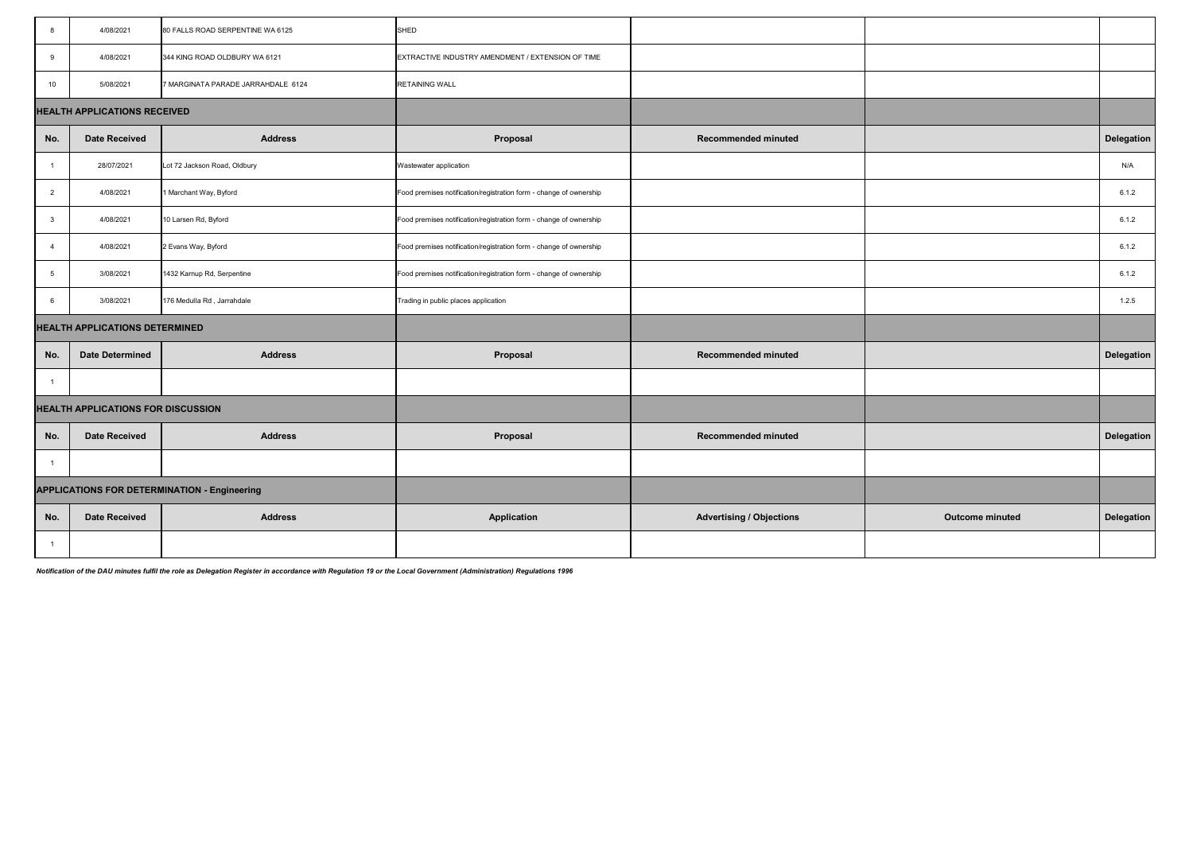| | | | | | | |
|---|---|---|---|---|---|---|
| 8 | 4/08/2021 | 80 FALLS ROAD SERPENTINE WA 6125 | SHED | | | |
| 9 | 4/08/2021 | 344 KING ROAD OLDBURY WA 6121 | EXTRACTIVE INDUSTRY AMENDMENT / EXTENSION OF TIME | | | |
| 10 | 5/08/2021 | 7 MARGINATA PARADE JARRAHDALE 6124 | RETAINING WALL | | | |
| **HEALTH APPLICATIONS RECEIVED** | | | | | | |
| **No.** | **Date Received** | **Address** | **Proposal** | **Recommended minuted** | | **Delegation** |
| 1 | 28/07/2021 | Lot 72 Jackson Road, Oldbury | Wastewater application | | | N/A |
| 2 | 4/08/2021 | 1 Marchant Way, Byford | Food premises notification/registration form - change of ownership | | | 6.1.2 |
| 3 | 4/08/2021 | 10 Larsen Rd, Byford | Food premises notification/registration form - change of ownership | | | 6.1.2 |
| 4 | 4/08/2021 | 2 Evans Way, Byford | Food premises notification/registration form - change of ownership | | | 6.1.2 |
| 5 | 3/08/2021 | 1432 Karnup Rd, Serpentine | Food premises notification/registration form - change of ownership | | | 6.1.2 |
| 6 | 3/08/2021 | 176 Medulla Rd , Jarrahdale | Trading in public places application | | | 1.2.5 |
| **HEALTH APPLICATIONS DETERMINED** | | | | | | |
| **No.** | **Date Determined** | **Address** | **Proposal** | **Recommended minuted** | | **Delegation** |
| 1 | | | | | | |
| **HEALTH APPLICATIONS FOR DISCUSSION** | | | | | | |
| **No.** | **Date Received** | **Address** | **Proposal** | **Recommended minuted** | | **Delegation** |
| 1 | | | | | | |
| **APPLICATIONS FOR DETERMINATION - Engineering** | | | | | | |
| **No.** | **Date Received** | **Address** | **Application** | **Advertising / Objections** | **Outcome minuted** | **Delegation** |
| 1 | | | | | | |

***Notification of the DAU minutes fulfil the role as Delegation Register in accordance with Regulation 19 or the Local Government (Administration) Regulations 1996***